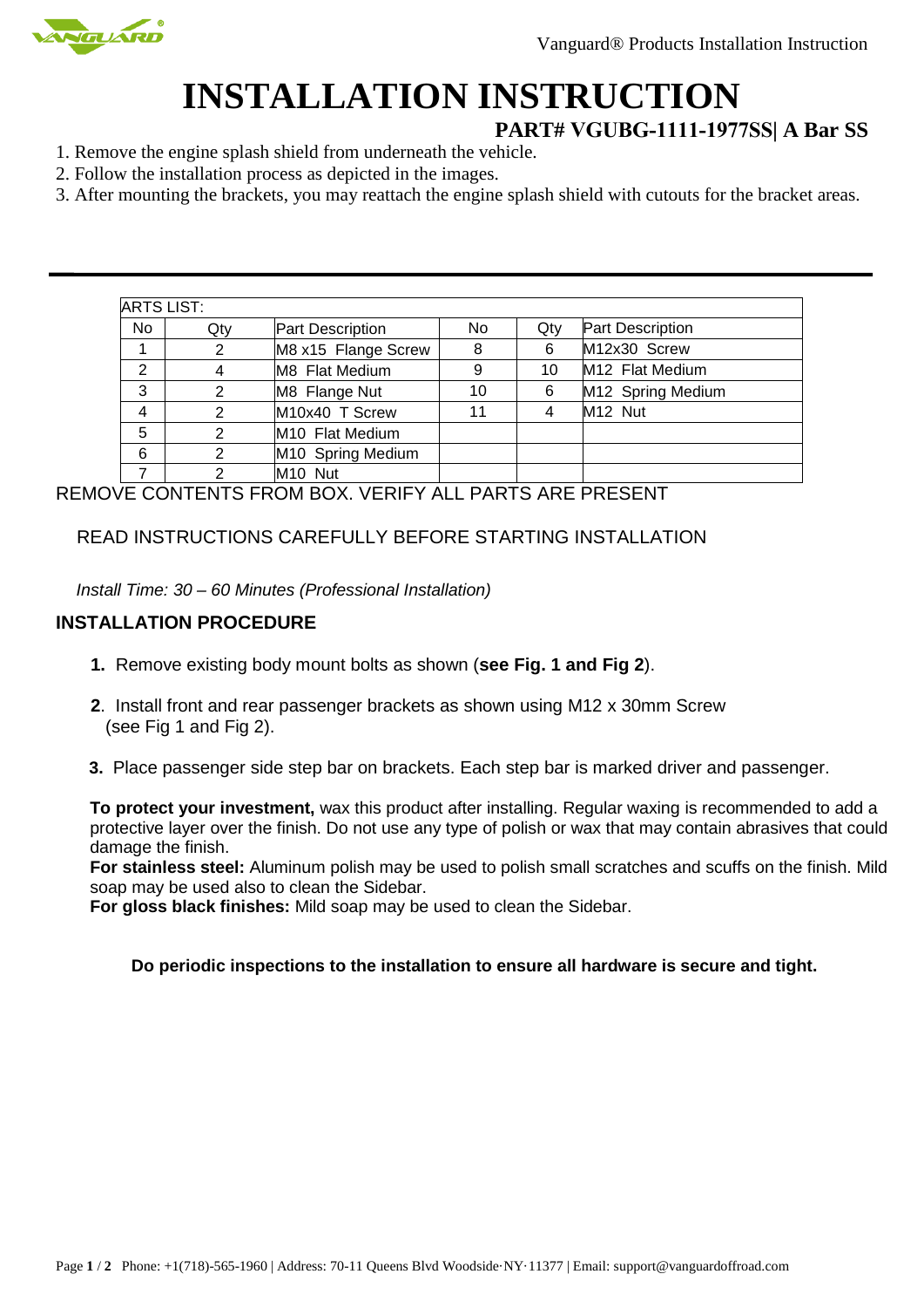# INSTALLATION INSTRUCTION

## PART# VGUBG-1111-1977SS| A Bar SS

1. Remove the engine splash shield from underneath the vehicle.
2. Follow the installation process as depicted in the images.
3. After mounting the brackets, you may reattach the engine splash shield with cutouts for the bracket areas.

---

| ARTS LIST: | | | | | |
|---|---|---|---|---|---|
| No | Qty | Part Description | No | Qty | Part Description |
| 1 | 2 | M8 x15 Flange Screw | 8 | 6 | M12x30 Screw |
| 2 | 4 | M8 Flat Medium | 9 | 10 | M12 Flat Medium |
| 3 | 2 | M8 Flange Nut | 10 | 6 | M12 Spring Medium |
| 4 | 2 | M10x40 T Screw | 11 | 4 | M12 Nut |
| 5 | 2 | M10 Flat Medium | | | |
| 6 | 2 | M10 Spring Medium | | | |
| 7 | 2 | M10 Nut | | | |

REMOVE CONTENTS FROM BOX. VERIFY ALL PARTS ARE PRESENT

READ INSTRUCTIONS CAREFULLY BEFORE STARTING INSTALLATION

*Install Time: 30 – 60 Minutes (Professional Installation)*

### INSTALLATION PROCEDURE

**1.** Remove existing body mount bolts as shown (**see Fig. 1 and Fig 2**).

**2**. Install front and rear passenger brackets as shown using M12 x 30mm Screw (see Fig 1 and Fig 2).

**3.** Place passenger side step bar on brackets. Each step bar is marked driver and passenger.

**To protect your investment,** wax this product after installing. Regular waxing is recommended to add a protective layer over the finish. Do not use any type of polish or wax that may contain abrasives that could damage the finish.
**For stainless steel:** Aluminum polish may be used to polish small scratches and scuffs on the finish. Mild soap may be used also to clean the Sidebar.
**For gloss black finishes:** Mild soap may be used to clean the Sidebar.

**Do periodic inspections to the installation to ensure all hardware is secure and tight.**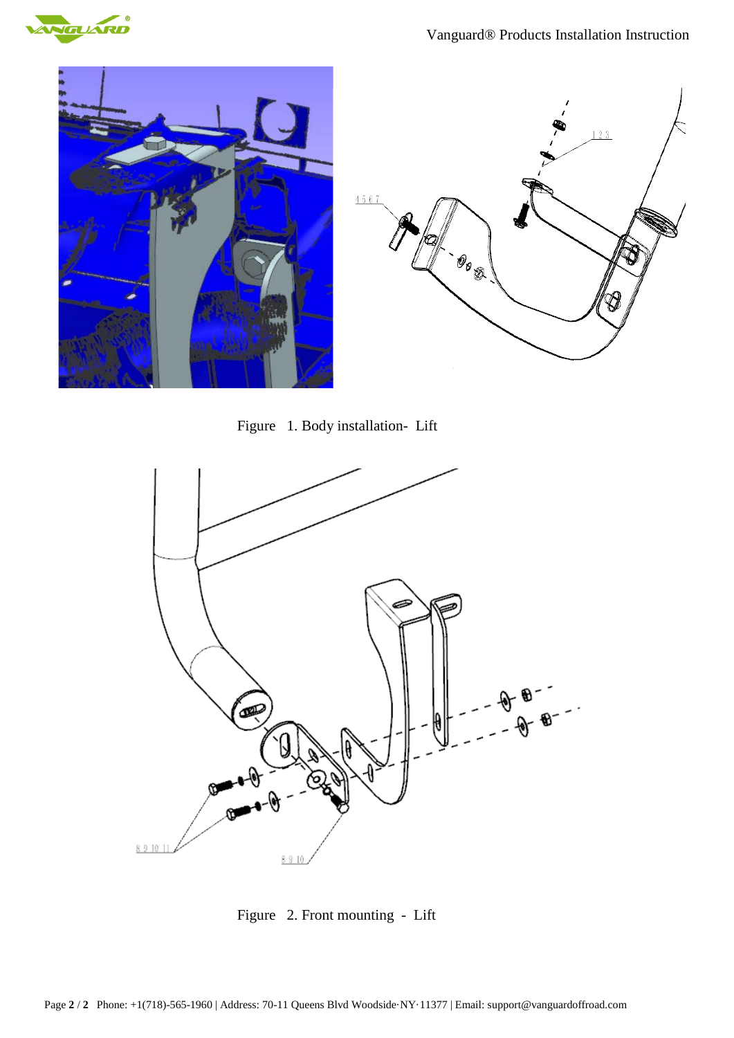1 2 3

4 5 6 7

Figure 1. Body installation- Lift

8 9 10 11

8 9 10

Figure 2. Front mounting - Lift